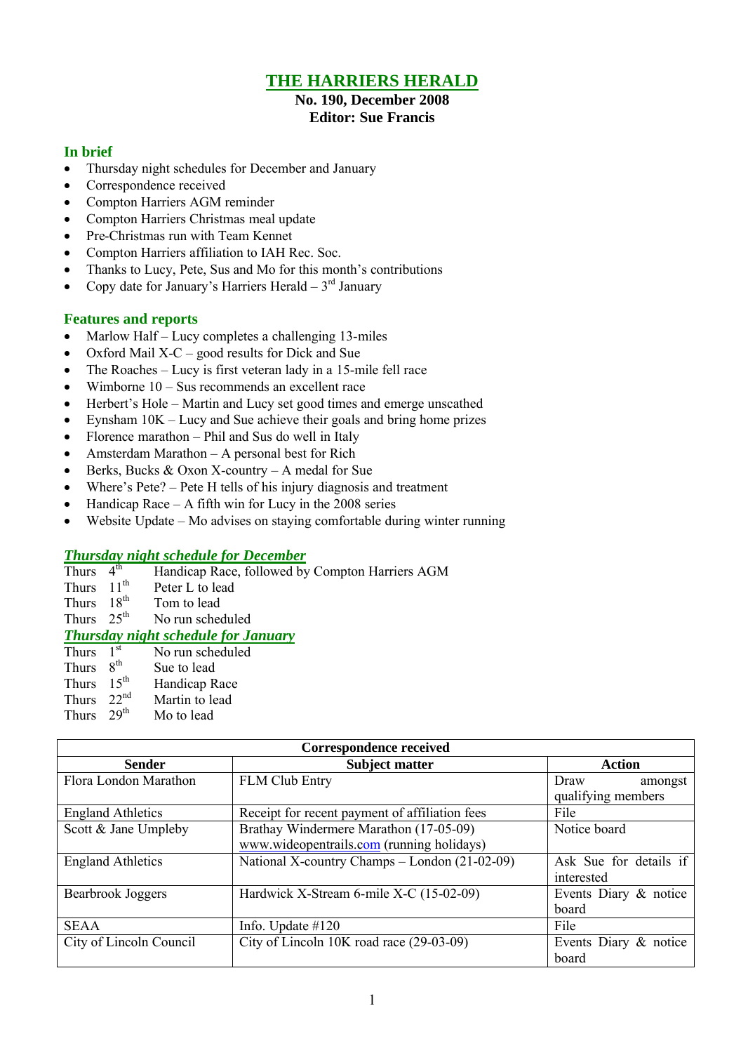# THE HARRIERS HERALD

**No. 190, December 2008**
**Editor: Sue Francis**

## In brief

- Thursday night schedules for December and January
- Correspondence received
- Compton Harriers AGM reminder
- Compton Harriers Christmas meal update
- Pre-Christmas run with Team Kennet
- Compton Harriers affiliation to IAH Rec. Soc.
- Thanks to Lucy, Pete, Sus and Mo for this month's contributions
- Copy date for January's Harriers Herald – 3rd January

## Features and reports

- Marlow Half – Lucy completes a challenging 13-miles
- Oxford Mail X-C – good results for Dick and Sue
- The Roaches – Lucy is first veteran lady in a 15-mile fell race
- Wimborne 10 – Sus recommends an excellent race
- Herbert's Hole – Martin and Lucy set good times and emerge unscathed
- Eynsham 10K – Lucy and Sue achieve their goals and bring home prizes
- Florence marathon – Phil and Sus do well in Italy
- Amsterdam Marathon – A personal best for Rich
- Berks, Bucks & Oxon X-country – A medal for Sue
- Where's Pete? – Pete H tells of his injury diagnosis and treatment
- Handicap Race – A fifth win for Lucy in the 2008 series
- Website Update – Mo advises on staying comfortable during winter running

## *Thursday night schedule for December*

| | | |
|---|---|---|
| Thurs | 4th | Handicap Race, followed by Compton Harriers AGM |
| Thurs | 11th | Peter L to lead |
| Thurs | 18th | Tom to lead |
| Thurs | 25th | No run scheduled |

## *Thursday night schedule for January*

| | | |
|---|---|---|
| Thurs | 1st | No run scheduled |
| Thurs | 8th | Sue to lead |
| Thurs | 15th | Handicap Race |
| Thurs | 22nd | Martin to lead |
| Thurs | 29th | Mo to lead |

**Correspondence received**

| Sender | Subject matter | Action |
|---|---|---|
| Flora London Marathon | FLM Club Entry | Draw amongst qualifying members |
| England Athletics | Receipt for recent payment of affiliation fees | File |
| Scott & Jane Umpleby | Brathay Windermere Marathon (17-05-09) www.wideopentrails.com (running holidays) | Notice board |
| England Athletics | National X-country Champs – London (21-02-09) | Ask Sue for details if interested |
| Bearbrook Joggers | Hardwick X-Stream 6-mile X-C (15-02-09) | Events Diary & notice board |
| SEAA | Info. Update #120 | File |
| City of Lincoln Council | City of Lincoln 10K road race (29-03-09) | Events Diary & notice board |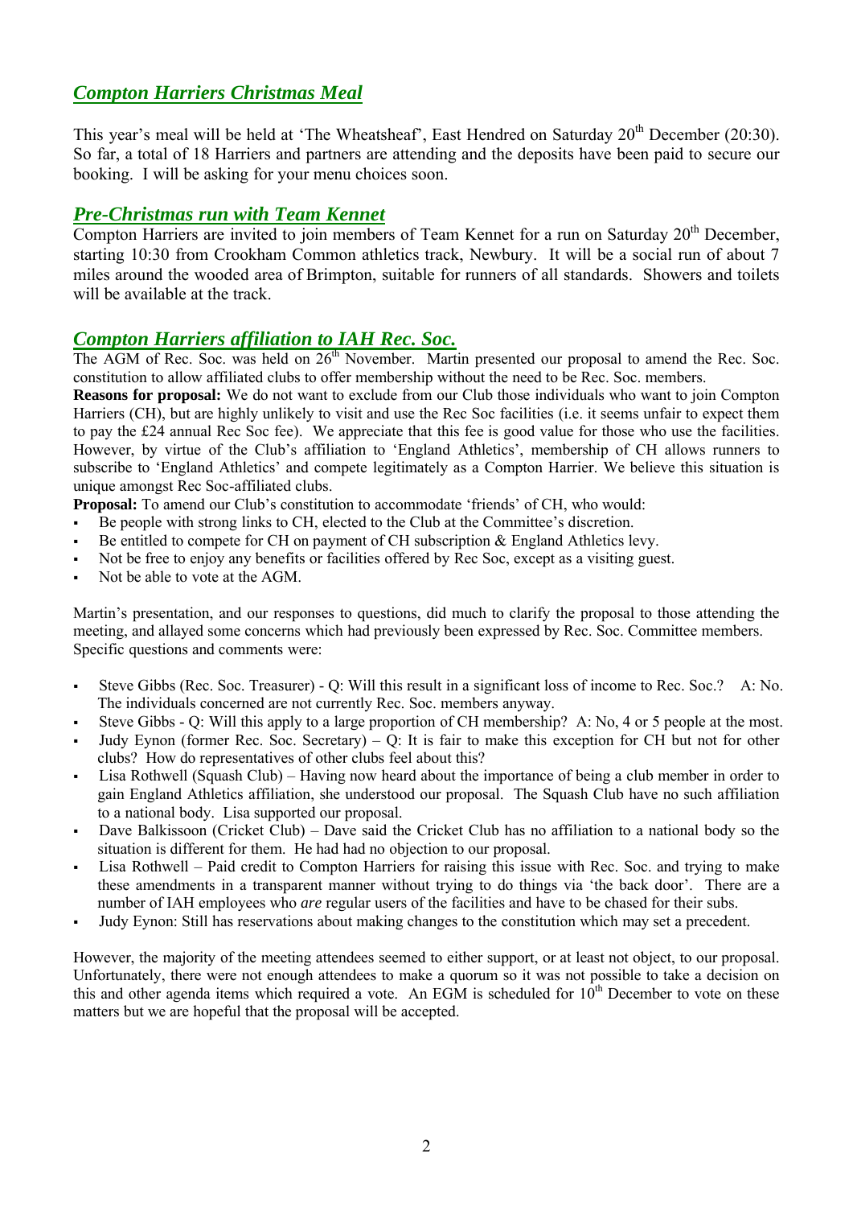## *Compton Harriers Christmas Meal*

This year's meal will be held at 'The Wheatsheaf', East Hendred on Saturday 20th December (20:30). So far, a total of 18 Harriers and partners are attending and the deposits have been paid to secure our booking. I will be asking for your menu choices soon.

## *Pre-Christmas run with Team Kennet*

Compton Harriers are invited to join members of Team Kennet for a run on Saturday 20th December, starting 10:30 from Crookham Common athletics track, Newbury. It will be a social run of about 7 miles around the wooded area of Brimpton, suitable for runners of all standards. Showers and toilets will be available at the track.

## *Compton Harriers affiliation to IAH Rec. Soc.*

The AGM of Rec. Soc. was held on 26th November. Martin presented our proposal to amend the Rec. Soc. constitution to allow affiliated clubs to offer membership without the need to be Rec. Soc. members.

**Reasons for proposal:** We do not want to exclude from our Club those individuals who want to join Compton Harriers (CH), but are highly unlikely to visit and use the Rec Soc facilities (i.e. it seems unfair to expect them to pay the £24 annual Rec Soc fee). We appreciate that this fee is good value for those who use the facilities. However, by virtue of the Club's affiliation to 'England Athletics', membership of CH allows runners to subscribe to 'England Athletics' and compete legitimately as a Compton Harrier. We believe this situation is unique amongst Rec Soc-affiliated clubs.

**Proposal:** To amend our Club's constitution to accommodate 'friends' of CH, who would:

- Be people with strong links to CH, elected to the Club at the Committee's discretion.
- Be entitled to compete for CH on payment of CH subscription & England Athletics levy.
- Not be free to enjoy any benefits or facilities offered by Rec Soc, except as a visiting guest.
- Not be able to vote at the AGM.

Martin's presentation, and our responses to questions, did much to clarify the proposal to those attending the meeting, and allayed some concerns which had previously been expressed by Rec. Soc. Committee members. Specific questions and comments were:

- Steve Gibbs (Rec. Soc. Treasurer) - Q: Will this result in a significant loss of income to Rec. Soc.? A: No. The individuals concerned are not currently Rec. Soc. members anyway.
- Steve Gibbs - Q: Will this apply to a large proportion of CH membership? A: No, 4 or 5 people at the most.
- Judy Eynon (former Rec. Soc. Secretary) – Q: It is fair to make this exception for CH but not for other clubs? How do representatives of other clubs feel about this?
- Lisa Rothwell (Squash Club) – Having now heard about the importance of being a club member in order to gain England Athletics affiliation, she understood our proposal. The Squash Club have no such affiliation to a national body. Lisa supported our proposal.
- Dave Balkissoon (Cricket Club) – Dave said the Cricket Club has no affiliation to a national body so the situation is different for them. He had had no objection to our proposal.
- Lisa Rothwell – Paid credit to Compton Harriers for raising this issue with Rec. Soc. and trying to make these amendments in a transparent manner without trying to do things via 'the back door'. There are a number of IAH employees who *are* regular users of the facilities and have to be chased for their subs.
- Judy Eynon: Still has reservations about making changes to the constitution which may set a precedent.

However, the majority of the meeting attendees seemed to either support, or at least not object, to our proposal. Unfortunately, there were not enough attendees to make a quorum so it was not possible to take a decision on this and other agenda items which required a vote. An EGM is scheduled for 10th December to vote on these matters but we are hopeful that the proposal will be accepted.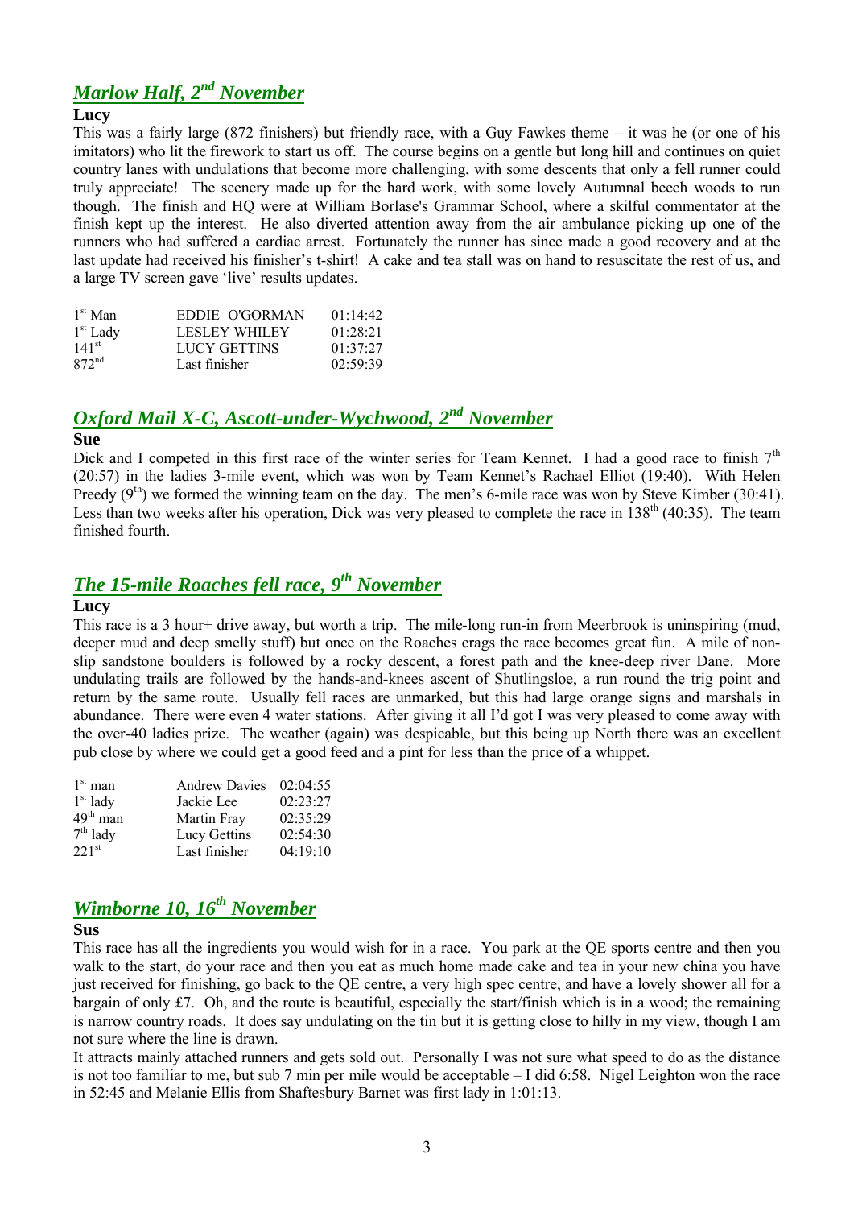## *Marlow Half, 2nd November*

**Lucy**

This was a fairly large (872 finishers) but friendly race, with a Guy Fawkes theme – it was he (or one of his imitators) who lit the firework to start us off. The course begins on a gentle but long hill and continues on quiet country lanes with undulations that become more challenging, with some descents that only a fell runner could truly appreciate! The scenery made up for the hard work, with some lovely Autumnal beech woods to run though. The finish and HQ were at William Borlase's Grammar School, where a skilful commentator at the finish kept up the interest. He also diverted attention away from the air ambulance picking up one of the runners who had suffered a cardiac arrest. Fortunately the runner has since made a good recovery and at the last update had received his finisher's t-shirt! A cake and tea stall was on hand to resuscitate the rest of us, and a large TV screen gave 'live' results updates.

| | | |
|---|---|---|
| 1st Man | EDDIE O'GORMAN | 01:14:42 |
| 1st Lady | LESLEY WHILEY | 01:28:21 |
| 141st | LUCY GETTINS | 01:37:27 |
| 872nd | Last finisher | 02:59:39 |

## *Oxford Mail X-C, Ascott-under-Wychwood, 2nd November*

**Sue**

Dick and I competed in this first race of the winter series for Team Kennet. I had a good race to finish 7th (20:57) in the ladies 3-mile event, which was won by Team Kennet's Rachael Elliot (19:40). With Helen Preedy (9th) we formed the winning team on the day. The men's 6-mile race was won by Steve Kimber (30:41). Less than two weeks after his operation, Dick was very pleased to complete the race in 138th (40:35). The team finished fourth.

## *The 15-mile Roaches fell race, 9th November*

**Lucy**

This race is a 3 hour+ drive away, but worth a trip. The mile-long run-in from Meerbrook is uninspiring (mud, deeper mud and deep smelly stuff) but once on the Roaches crags the race becomes great fun. A mile of non-slip sandstone boulders is followed by a rocky descent, a forest path and the knee-deep river Dane. More undulating trails are followed by the hands-and-knees ascent of Shutlingsloe, a run round the trig point and return by the same route. Usually fell races are unmarked, but this had large orange signs and marshals in abundance. There were even 4 water stations. After giving it all I'd got I was very pleased to come away with the over-40 ladies prize. The weather (again) was despicable, but this being up North there was an excellent pub close by where we could get a good feed and a pint for less than the price of a whippet.

| | | |
|---|---|---|
| 1st man | Andrew Davies | 02:04:55 |
| 1st lady | Jackie Lee | 02:23:27 |
| 49th man | Martin Fray | 02:35:29 |
| 7th lady | Lucy Gettins | 02:54:30 |
| 221st | Last finisher | 04:19:10 |

## *Wimborne 10, 16th November*

**Sus**

This race has all the ingredients you would wish for in a race. You park at the QE sports centre and then you walk to the start, do your race and then you eat as much home made cake and tea in your new china you have just received for finishing, go back to the QE centre, a very high spec centre, and have a lovely shower all for a bargain of only £7. Oh, and the route is beautiful, especially the start/finish which is in a wood; the remaining is narrow country roads. It does say undulating on the tin but it is getting close to hilly in my view, though I am not sure where the line is drawn.

It attracts mainly attached runners and gets sold out. Personally I was not sure what speed to do as the distance is not too familiar to me, but sub 7 min per mile would be acceptable – I did 6:58. Nigel Leighton won the race in 52:45 and Melanie Ellis from Shaftesbury Barnet was first lady in 1:01:13.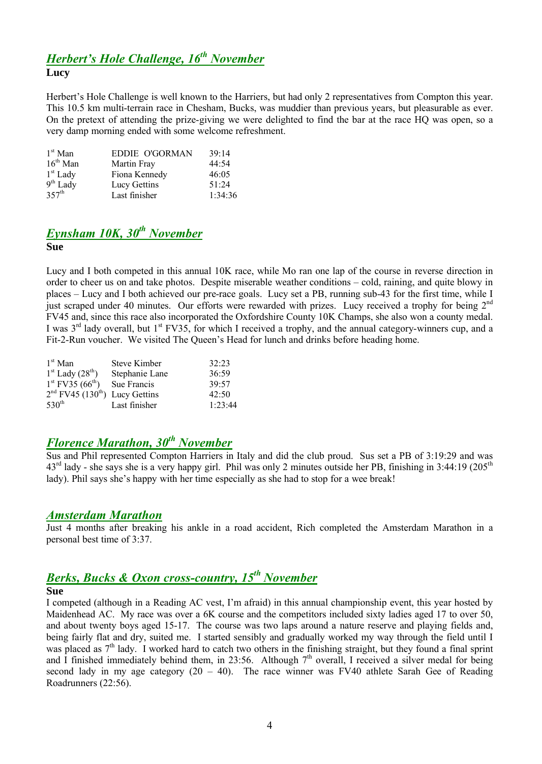## *Herbert's Hole Challenge, 16th November*

**Lucy**

Herbert's Hole Challenge is well known to the Harriers, but had only 2 representatives from Compton this year. This 10.5 km multi-terrain race in Chesham, Bucks, was muddier than previous years, but pleasurable as ever. On the pretext of attending the prize-giving we were delighted to find the bar at the race HQ was open, so a very damp morning ended with some welcome refreshment.

| | | |
|---|---|---|
| 1st Man | EDDIE O'GORMAN | 39:14 |
| 16th Man | Martin Fray | 44:54 |
| 1st Lady | Fiona Kennedy | 46:05 |
| 9th Lady | Lucy Gettins | 51:24 |
| 357th | Last finisher | 1:34:36 |

## *Eynsham 10K, 30th November*

**Sue**

Lucy and I both competed in this annual 10K race, while Mo ran one lap of the course in reverse direction in order to cheer us on and take photos. Despite miserable weather conditions – cold, raining, and quite blowy in places – Lucy and I both achieved our pre-race goals. Lucy set a PB, running sub-43 for the first time, while I just scraped under 40 minutes. Our efforts were rewarded with prizes. Lucy received a trophy for being 2nd FV45 and, since this race also incorporated the Oxfordshire County 10K Champs, she also won a county medal. I was 3rd lady overall, but 1st FV35, for which I received a trophy, and the annual category-winners cup, and a Fit-2-Run voucher. We visited The Queen's Head for lunch and drinks before heading home.

| | | |
|---|---|---|
| 1st Man | Steve Kimber | 32:23 |
| 1st Lady (28th) | Stephanie Lane | 36:59 |
| 1st FV35 (66th) | Sue Francis | 39:57 |
| 2nd FV45 (130th) | Lucy Gettins | 42:50 |
| 530th | Last finisher | 1:23:44 |

## *Florence Marathon, 30th November*

Sus and Phil represented Compton Harriers in Italy and did the club proud. Sus set a PB of 3:19:29 and was 43rd lady - she says she is a very happy girl. Phil was only 2 minutes outside her PB, finishing in 3:44:19 (205th lady). Phil says she's happy with her time especially as she had to stop for a wee break!

## *Amsterdam Marathon*

Just 4 months after breaking his ankle in a road accident, Rich completed the Amsterdam Marathon in a personal best time of 3:37.

## *Berks, Bucks & Oxon cross-country, 15th November*

**Sue**

I competed (although in a Reading AC vest, I'm afraid) in this annual championship event, this year hosted by Maidenhead AC. My race was over a 6K course and the competitors included sixty ladies aged 17 to over 50, and about twenty boys aged 15-17. The course was two laps around a nature reserve and playing fields and, being fairly flat and dry, suited me. I started sensibly and gradually worked my way through the field until I was placed as 7th lady. I worked hard to catch two others in the finishing straight, but they found a final sprint and I finished immediately behind them, in 23:56. Although 7th overall, I received a silver medal for being second lady in my age category (20 – 40). The race winner was FV40 athlete Sarah Gee of Reading Roadrunners (22:56).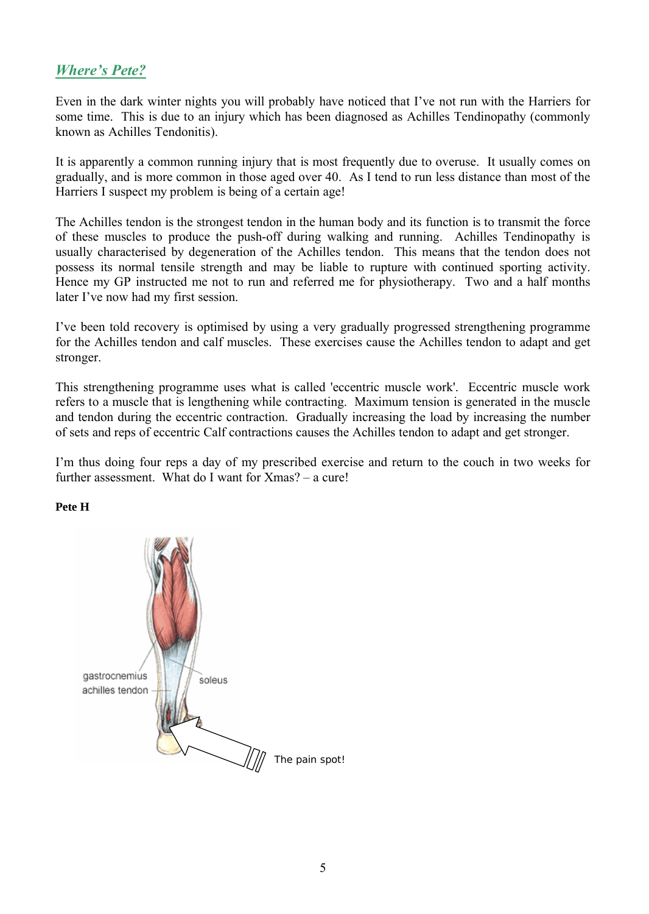## *Where's Pete?*

Even in the dark winter nights you will probably have noticed that I've not run with the Harriers for some time. This is due to an injury which has been diagnosed as Achilles Tendinopathy (commonly known as Achilles Tendonitis).

It is apparently a common running injury that is most frequently due to overuse. It usually comes on gradually, and is more common in those aged over 40. As I tend to run less distance than most of the Harriers I suspect my problem is being of a certain age!

The Achilles tendon is the strongest tendon in the human body and its function is to transmit the force of these muscles to produce the push-off during walking and running. Achilles Tendinopathy is usually characterised by degeneration of the Achilles tendon. This means that the tendon does not possess its normal tensile strength and may be liable to rupture with continued sporting activity. Hence my GP instructed me not to run and referred me for physiotherapy. Two and a half months later I've now had my first session.

I've been told recovery is optimised by using a very gradually progressed strengthening programme for the Achilles tendon and calf muscles. These exercises cause the Achilles tendon to adapt and get stronger.

This strengthening programme uses what is called 'eccentric muscle work'. Eccentric muscle work refers to a muscle that is lengthening while contracting. Maximum tension is generated in the muscle and tendon during the eccentric contraction. Gradually increasing the load by increasing the number of sets and reps of eccentric Calf contractions causes the Achilles tendon to adapt and get stronger.

I'm thus doing four reps a day of my prescribed exercise and return to the couch in two weeks for further assessment. What do I want for Xmas? – a cure!

**Pete H**

gastrocnemius

achilles tendon

soleus

The pain spot!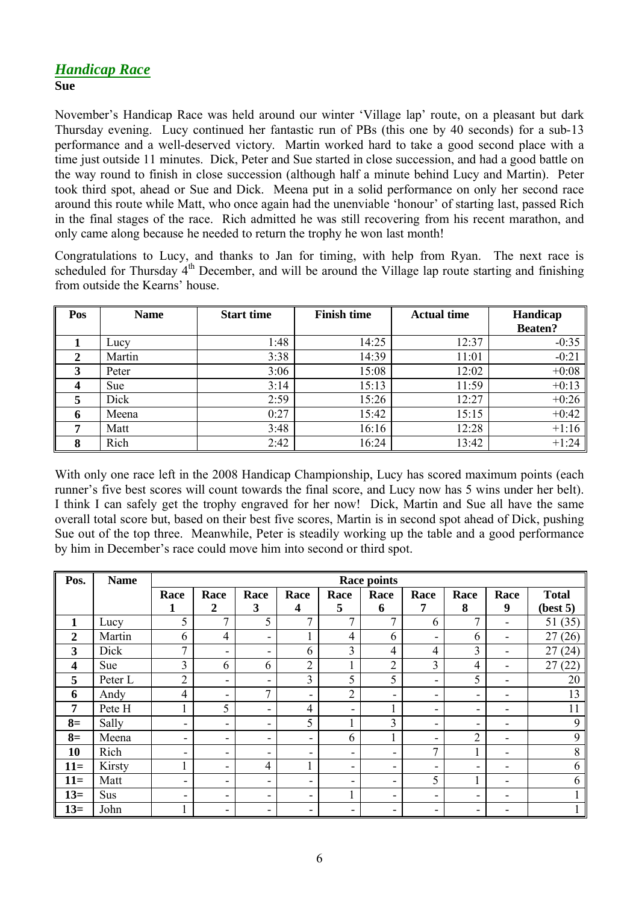## *Handicap Race*

**Sue**

November's Handicap Race was held around our winter 'Village lap' route, on a pleasant but dark Thursday evening. Lucy continued her fantastic run of PBs (this one by 40 seconds) for a sub-13 performance and a well-deserved victory. Martin worked hard to take a good second place with a time just outside 11 minutes. Dick, Peter and Sue started in close succession, and had a good battle on the way round to finish in close succession (although half a minute behind Lucy and Martin). Peter took third spot, ahead or Sue and Dick. Meena put in a solid performance on only her second race around this route while Matt, who once again had the unenviable 'honour' of starting last, passed Rich in the final stages of the race. Rich admitted he was still recovering from his recent marathon, and only came along because he needed to return the trophy he won last month!

Congratulations to Lucy, and thanks to Jan for timing, with help from Ryan. The next race is scheduled for Thursday 4th December, and will be around the Village lap route starting and finishing from outside the Kearns' house.

| Pos | Name | Start time | Finish time | Actual time | Handicap Beaten? |
|---|---|---|---|---|---|
| **1** | Lucy | 1:48 | 14:25 | 12:37 | -0:35 |
| **2** | Martin | 3:38 | 14:39 | 11:01 | -0:21 |
| **3** | Peter | 3:06 | 15:08 | 12:02 | +0:08 |
| **4** | Sue | 3:14 | 15:13 | 11:59 | +0:13 |
| **5** | Dick | 2:59 | 15:26 | 12:27 | +0:26 |
| **6** | Meena | 0:27 | 15:42 | 15:15 | +0:42 |
| **7** | Matt | 3:48 | 16:16 | 12:28 | +1:16 |
| **8** | Rich | 2:42 | 16:24 | 13:42 | +1:24 |

With only one race left in the 2008 Handicap Championship, Lucy has scored maximum points (each runner's five best scores will count towards the final score, and Lucy now has 5 wins under her belt). I think I can safely get the trophy engraved for her now! Dick, Martin and Sue all have the same overall total score but, based on their best five scores, Martin is in second spot ahead of Dick, pushing Sue out of the top three. Meanwhile, Peter is steadily working up the table and a good performance by him in December's race could move him into second or third spot.

| Pos. | Name | Race points | | | | | | | | | |
|---|---|---|---|---|---|---|---|---|---|---|---|
| | | Race 1 | Race 2 | Race 3 | Race 4 | Race 5 | Race 6 | Race 7 | Race 8 | Race 9 | Total (best 5) |
| **1** | Lucy | 5 | 7 | 5 | 7 | 7 | 7 | 6 | 7 | - | 51 (35) |
| **2** | Martin | 6 | 4 | - | 1 | 4 | 6 | - | 6 | - | 27 (26) |
| **3** | Dick | 7 | - | - | 6 | 3 | 4 | 4 | 3 | - | 27 (24) |
| **4** | Sue | 3 | 6 | 6 | 2 | 1 | 2 | 3 | 4 | - | 27 (22) |
| **5** | Peter L | 2 | - | - | 3 | 5 | 5 | - | 5 | - | 20 |
| **6** | Andy | 4 | - | 7 | - | 2 | - | - | - | - | 13 |
| **7** | Pete H | 1 | 5 | - | 4 | - | 1 | - | - | - | 11 |
| **8=** | Sally | - | - | - | 5 | 1 | 3 | - | - | - | 9 |
| **8=** | Meena | - | - | - | - | 6 | 1 | - | 2 | - | 9 |
| **10** | Rich | - | - | - | - | - | - | 7 | 1 | - | 8 |
| **11=** | Kirsty | 1 | - | 4 | 1 | - | - | - | - | - | 6 |
| **11=** | Matt | - | - | - | - | - | - | 5 | 1 | - | 6 |
| **13=** | Sus | - | - | - | - | 1 | - | - | - | - | 1 |
| **13=** | John | 1 | - | - | - | - | - | - | - | - | 1 |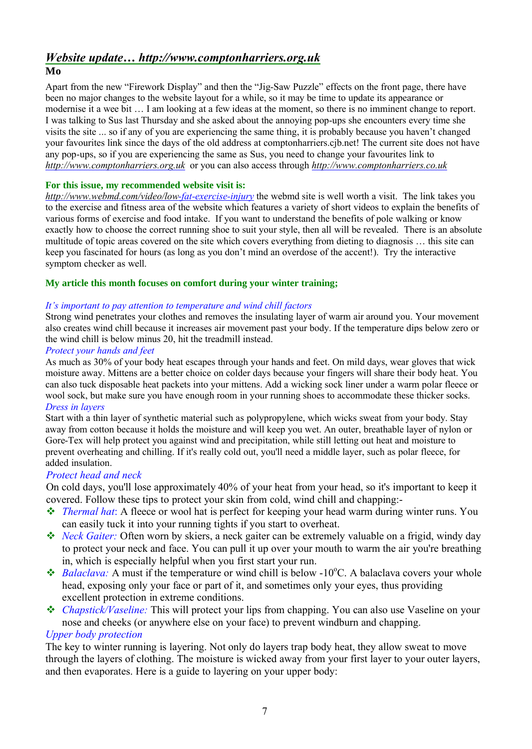## *Website update… http://www.comptonharriers.org.uk*

**Mo**

Apart from the new "Firework Display" and then the "Jig-Saw Puzzle" effects on the front page, there have been no major changes to the website layout for a while, so it may be time to update its appearance or modernise it a wee bit … I am looking at a few ideas at the moment, so there is no imminent change to report. I was talking to Sus last Thursday and she asked about the annoying pop-ups she encounters every time she visits the site ... so if any of you are experiencing the same thing, it is probably because you haven't changed your favourites link since the days of the old address at comptonharriers.cjb.net! The current site does not have any pop-ups, so if you are experiencing the same as Sus, you need to change your favourites link to *http://www.comptonharriers.org.uk* or you can also access through *http://www.comptonharriers.co.uk*

**For this issue, my recommended website visit is:**

*http://www.webmd.com/video/low-fat-exercise-injury* the webmd site is well worth a visit. The link takes you to the exercise and fitness area of the website which features a variety of short videos to explain the benefits of various forms of exercise and food intake. If you want to understand the benefits of pole walking or know exactly how to choose the correct running shoe to suit your style, then all will be revealed. There is an absolute multitude of topic areas covered on the site which covers everything from dieting to diagnosis … this site can keep you fascinated for hours (as long as you don't mind an overdose of the accent!). Try the interactive symptom checker as well.

**My article this month focuses on comfort during your winter training;**

*It's important to pay attention to temperature and wind chill factors*

Strong wind penetrates your clothes and removes the insulating layer of warm air around you. Your movement also creates wind chill because it increases air movement past your body. If the temperature dips below zero or the wind chill is below minus 20, hit the treadmill instead.

*Protect your hands and feet*

As much as 30% of your body heat escapes through your hands and feet. On mild days, wear gloves that wick moisture away. Mittens are a better choice on colder days because your fingers will share their body heat. You can also tuck disposable heat packets into your mittens. Add a wicking sock liner under a warm polar fleece or wool sock, but make sure you have enough room in your running shoes to accommodate these thicker socks.

*Dress in layers*

Start with a thin layer of synthetic material such as polypropylene, which wicks sweat from your body. Stay away from cotton because it holds the moisture and will keep you wet. An outer, breathable layer of nylon or Gore-Tex will help protect you against wind and precipitation, while still letting out heat and moisture to prevent overheating and chilling. If it's really cold out, you'll need a middle layer, such as polar fleece, for added insulation.

*Protect head and neck*

On cold days, you'll lose approximately 40% of your heat from your head, so it's important to keep it covered. Follow these tips to protect your skin from cold, wind chill and chapping:-

- *Thermal hat*: A fleece or wool hat is perfect for keeping your head warm during winter runs. You can easily tuck it into your running tights if you start to overheat.
- *Neck Gaiter:* Often worn by skiers, a neck gaiter can be extremely valuable on a frigid, windy day to protect your neck and face. You can pull it up over your mouth to warm the air you're breathing in, which is especially helpful when you first start your run.
- *Balaclava:* A must if the temperature or wind chill is below -10°C. A balaclava covers your whole head, exposing only your face or part of it, and sometimes only your eyes, thus providing excellent protection in extreme conditions.
- *Chapstick/Vaseline:* This will protect your lips from chapping. You can also use Vaseline on your nose and cheeks (or anywhere else on your face) to prevent windburn and chapping.

*Upper body protection*

The key to winter running is layering. Not only do layers trap body heat, they allow sweat to move through the layers of clothing. The moisture is wicked away from your first layer to your outer layers, and then evaporates. Here is a guide to layering on your upper body: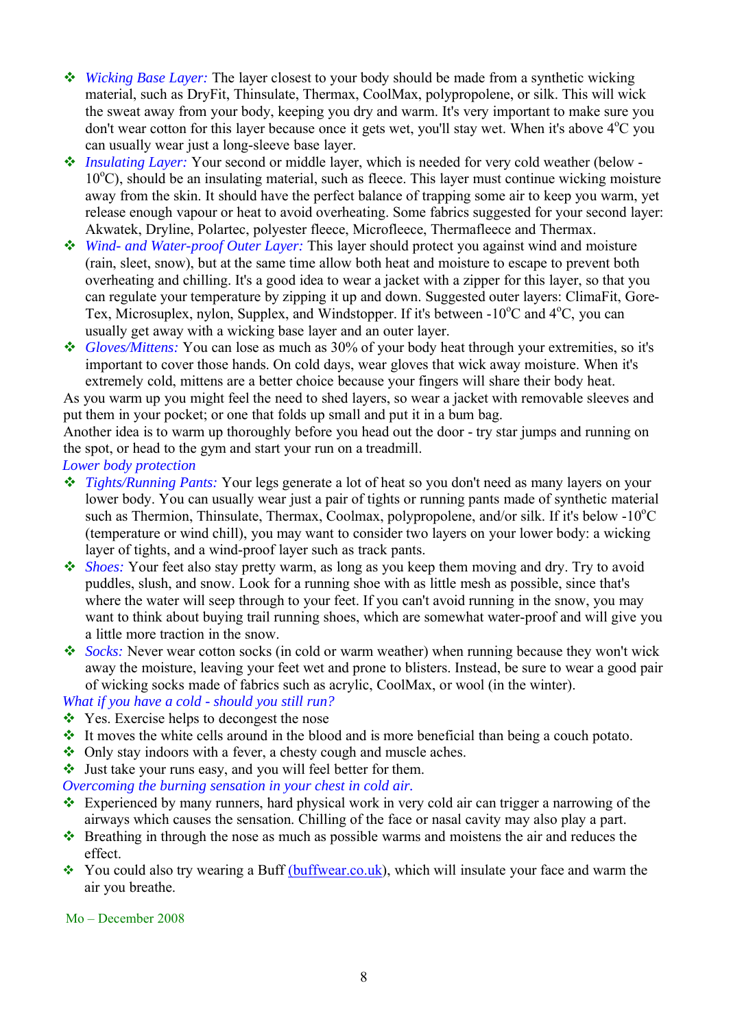- *Wicking Base Layer:* The layer closest to your body should be made from a synthetic wicking material, such as DryFit, Thinsulate, Thermax, CoolMax, polypropolene, or silk. This will wick the sweat away from your body, keeping you dry and warm. It's very important to make sure you don't wear cotton for this layer because once it gets wet, you'll stay wet. When it's above 4°C you can usually wear just a long-sleeve base layer.
- *Insulating Layer:* Your second or middle layer, which is needed for very cold weather (below -10°C), should be an insulating material, such as fleece. This layer must continue wicking moisture away from the skin. It should have the perfect balance of trapping some air to keep you warm, yet release enough vapour or heat to avoid overheating. Some fabrics suggested for your second layer: Akwatek, Dryline, Polartec, polyester fleece, Microfleece, Thermafleece and Thermax.
- *Wind- and Water-proof Outer Layer:* This layer should protect you against wind and moisture (rain, sleet, snow), but at the same time allow both heat and moisture to escape to prevent both overheating and chilling. It's a good idea to wear a jacket with a zipper for this layer, so that you can regulate your temperature by zipping it up and down. Suggested outer layers: ClimaFit, Gore-Tex, Microsuplex, nylon, Supplex, and Windstopper. If it's between -10°C and 4°C, you can usually get away with a wicking base layer and an outer layer.
- *Gloves/Mittens:* You can lose as much as 30% of your body heat through your extremities, so it's important to cover those hands. On cold days, wear gloves that wick away moisture. When it's extremely cold, mittens are a better choice because your fingers will share their body heat.

As you warm up you might feel the need to shed layers, so wear a jacket with removable sleeves and put them in your pocket; or one that folds up small and put it in a bum bag.

Another idea is to warm up thoroughly before you head out the door - try star jumps and running on the spot, or head to the gym and start your run on a treadmill.

*Lower body protection*

- *Tights/Running Pants:* Your legs generate a lot of heat so you don't need as many layers on your lower body. You can usually wear just a pair of tights or running pants made of synthetic material such as Thermion, Thinsulate, Thermax, Coolmax, polypropolene, and/or silk. If it's below -10°C (temperature or wind chill), you may want to consider two layers on your lower body: a wicking layer of tights, and a wind-proof layer such as track pants.
- *Shoes:* Your feet also stay pretty warm, as long as you keep them moving and dry. Try to avoid puddles, slush, and snow. Look for a running shoe with as little mesh as possible, since that's where the water will seep through to your feet. If you can't avoid running in the snow, you may want to think about buying trail running shoes, which are somewhat water-proof and will give you a little more traction in the snow.
- *Socks:* Never wear cotton socks (in cold or warm weather) when running because they won't wick away the moisture, leaving your feet wet and prone to blisters. Instead, be sure to wear a good pair of wicking socks made of fabrics such as acrylic, CoolMax, or wool (in the winter).

*What if you have a cold - should you still run?*

- Yes. Exercise helps to decongest the nose
- It moves the white cells around in the blood and is more beneficial than being a couch potato.
- Only stay indoors with a fever, a chesty cough and muscle aches.
- Just take your runs easy, and you will feel better for them.

*Overcoming the burning sensation in your chest in cold air.*

- Experienced by many runners, hard physical work in very cold air can trigger a narrowing of the airways which causes the sensation. Chilling of the face or nasal cavity may also play a part.
- Breathing in through the nose as much as possible warms and moistens the air and reduces the effect.
- You could also try wearing a Buff (buffwear.co.uk), which will insulate your face and warm the air you breathe.

Mo – December 2008